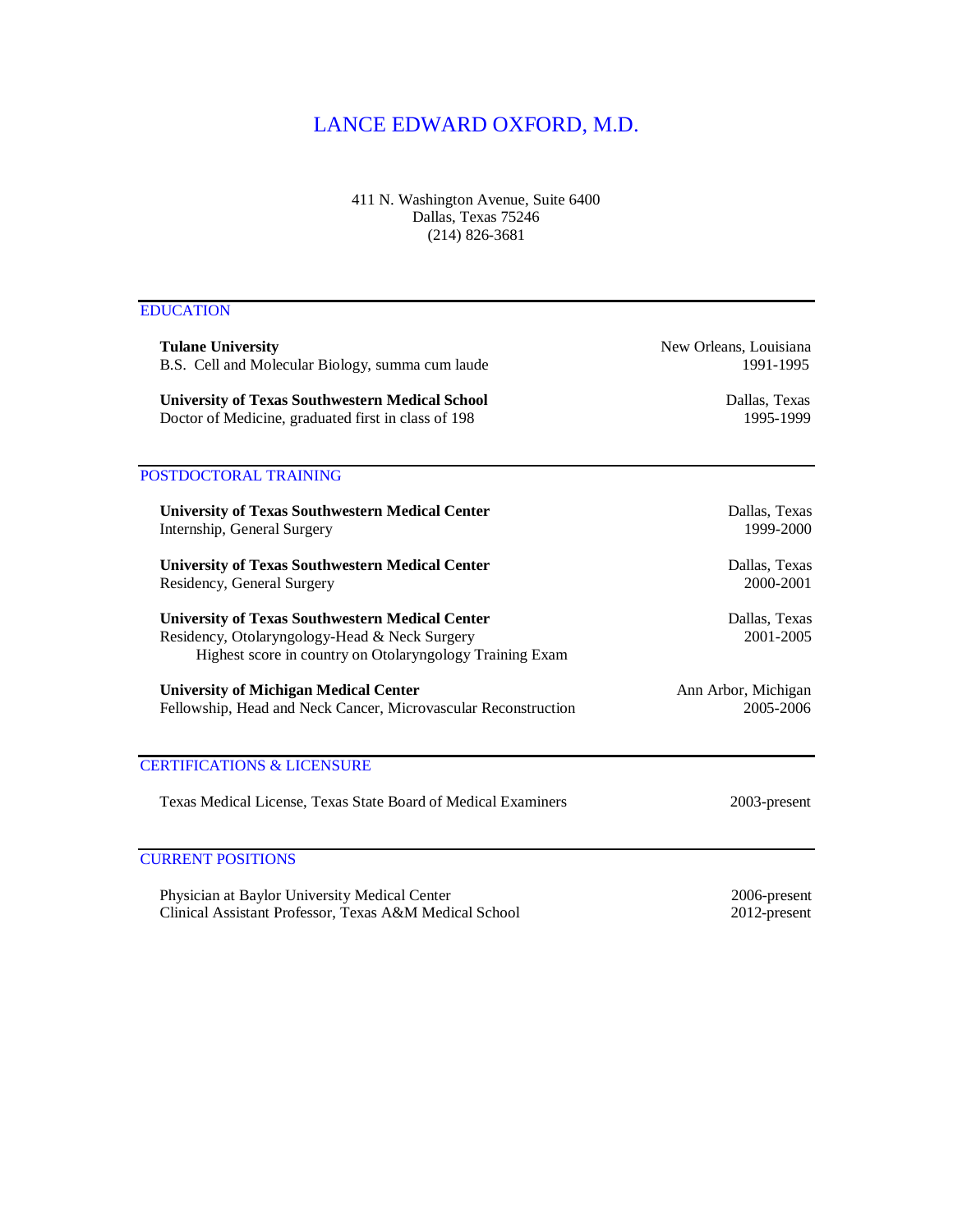# LANCE EDWARD OXFORD, M.D.

411 N. Washington Avenue, Suite 6400
Dallas, Texas 75246
(214) 826-3681

## EDUCATION

**Tulane University** — New Orleans, Louisiana
B.S. Cell and Molecular Biology, summa cum laude — 1991-1995

**University of Texas Southwestern Medical School** — Dallas, Texas
Doctor of Medicine, graduated first in class of 198 — 1995-1999

## POSTDOCTORAL TRAINING

**University of Texas Southwestern Medical Center** — Dallas, Texas
Internship, General Surgery — 1999-2000

**University of Texas Southwestern Medical Center** — Dallas, Texas
Residency, General Surgery — 2000-2001

**University of Texas Southwestern Medical Center** — Dallas, Texas
Residency, Otolaryngology-Head & Neck Surgery — 2001-2005
Highest score in country on Otolaryngology Training Exam

**University of Michigan Medical Center** — Ann Arbor, Michigan
Fellowship, Head and Neck Cancer, Microvascular Reconstruction — 2005-2006

## CERTIFICATIONS & LICENSURE

Texas Medical License, Texas State Board of Medical Examiners — 2003-present

## CURRENT POSITIONS

Physician at Baylor University Medical Center — 2006-present
Clinical Assistant Professor, Texas A&M Medical School — 2012-present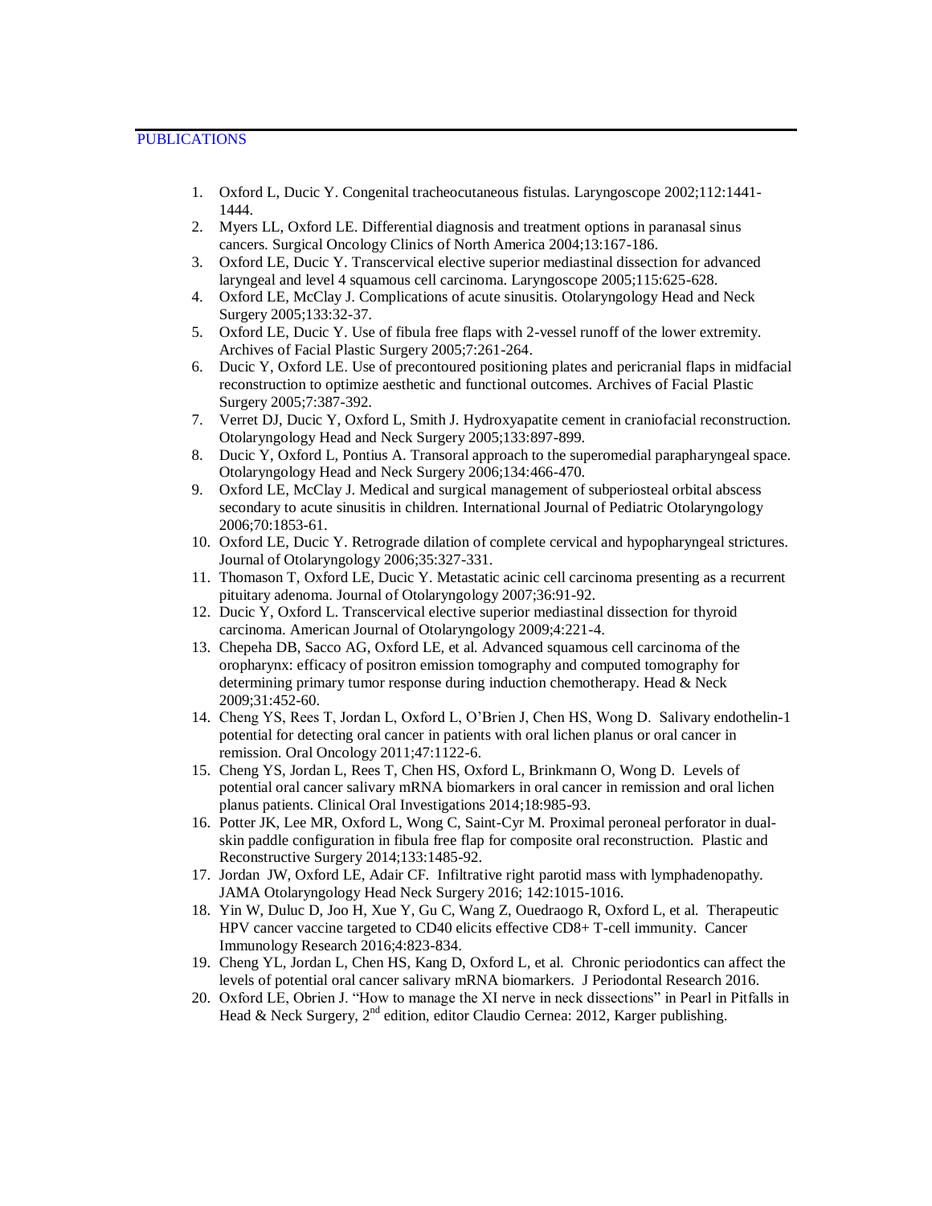## PUBLICATIONS

1. Oxford L, Ducic Y. Congenital tracheocutaneous fistulas. Laryngoscope 2002;112:1441-1444.
2. Myers LL, Oxford LE. Differential diagnosis and treatment options in paranasal sinus cancers. Surgical Oncology Clinics of North America 2004;13:167-186.
3. Oxford LE, Ducic Y. Transcervical elective superior mediastinal dissection for advanced laryngeal and level 4 squamous cell carcinoma. Laryngoscope 2005;115:625-628.
4. Oxford LE, McClay J. Complications of acute sinusitis. Otolaryngology Head and Neck Surgery 2005;133:32-37.
5. Oxford LE, Ducic Y. Use of fibula free flaps with 2-vessel runoff of the lower extremity. Archives of Facial Plastic Surgery 2005;7:261-264.
6. Ducic Y, Oxford LE. Use of precontoured positioning plates and pericranial flaps in midfacial reconstruction to optimize aesthetic and functional outcomes. Archives of Facial Plastic Surgery 2005;7:387-392.
7. Verret DJ, Ducic Y, Oxford L, Smith J. Hydroxyapatite cement in craniofacial reconstruction. Otolaryngology Head and Neck Surgery 2005;133:897-899.
8. Ducic Y, Oxford L, Pontius A. Transoral approach to the superomedial parapharyngeal space. Otolaryngology Head and Neck Surgery 2006;134:466-470.
9. Oxford LE, McClay J. Medical and surgical management of subperiosteal orbital abscess secondary to acute sinusitis in children. International Journal of Pediatric Otolaryngology 2006;70:1853-61.
10. Oxford LE, Ducic Y. Retrograde dilation of complete cervical and hypopharyngeal strictures. Journal of Otolaryngology 2006;35:327-331.
11. Thomason T, Oxford LE, Ducic Y. Metastatic acinic cell carcinoma presenting as a recurrent pituitary adenoma. Journal of Otolaryngology 2007;36:91-92.
12. Ducic Y, Oxford L. Transcervical elective superior mediastinal dissection for thyroid carcinoma. American Journal of Otolaryngology 2009;4:221-4.
13. Chepeha DB, Sacco AG, Oxford LE, et al. Advanced squamous cell carcinoma of the oropharynx: efficacy of positron emission tomography and computed tomography for determining primary tumor response during induction chemotherapy. Head & Neck 2009;31:452-60.
14. Cheng YS, Rees T, Jordan L, Oxford L, O'Brien J, Chen HS, Wong D. Salivary endothelin-1 potential for detecting oral cancer in patients with oral lichen planus or oral cancer in remission. Oral Oncology 2011;47:1122-6.
15. Cheng YS, Jordan L, Rees T, Chen HS, Oxford L, Brinkmann O, Wong D. Levels of potential oral cancer salivary mRNA biomarkers in oral cancer in remission and oral lichen planus patients. Clinical Oral Investigations 2014;18:985-93.
16. Potter JK, Lee MR, Oxford L, Wong C, Saint-Cyr M. Proximal peroneal perforator in dual-skin paddle configuration in fibula free flap for composite oral reconstruction. Plastic and Reconstructive Surgery 2014;133:1485-92.
17. Jordan JW, Oxford LE, Adair CF. Infiltrative right parotid mass with lymphadenopathy. JAMA Otolaryngology Head Neck Surgery 2016; 142:1015-1016.
18. Yin W, Duluc D, Joo H, Xue Y, Gu C, Wang Z, Ouedraogo R, Oxford L, et al. Therapeutic HPV cancer vaccine targeted to CD40 elicits effective CD8+ T-cell immunity. Cancer Immunology Research 2016;4:823-834.
19. Cheng YL, Jordan L, Chen HS, Kang D, Oxford L, et al. Chronic periodontics can affect the levels of potential oral cancer salivary mRNA biomarkers. J Periodontal Research 2016.
20. Oxford LE, Obrien J. "How to manage the XI nerve in neck dissections" in Pearl in Pitfalls in Head & Neck Surgery, 2nd edition, editor Claudio Cernea: 2012, Karger publishing.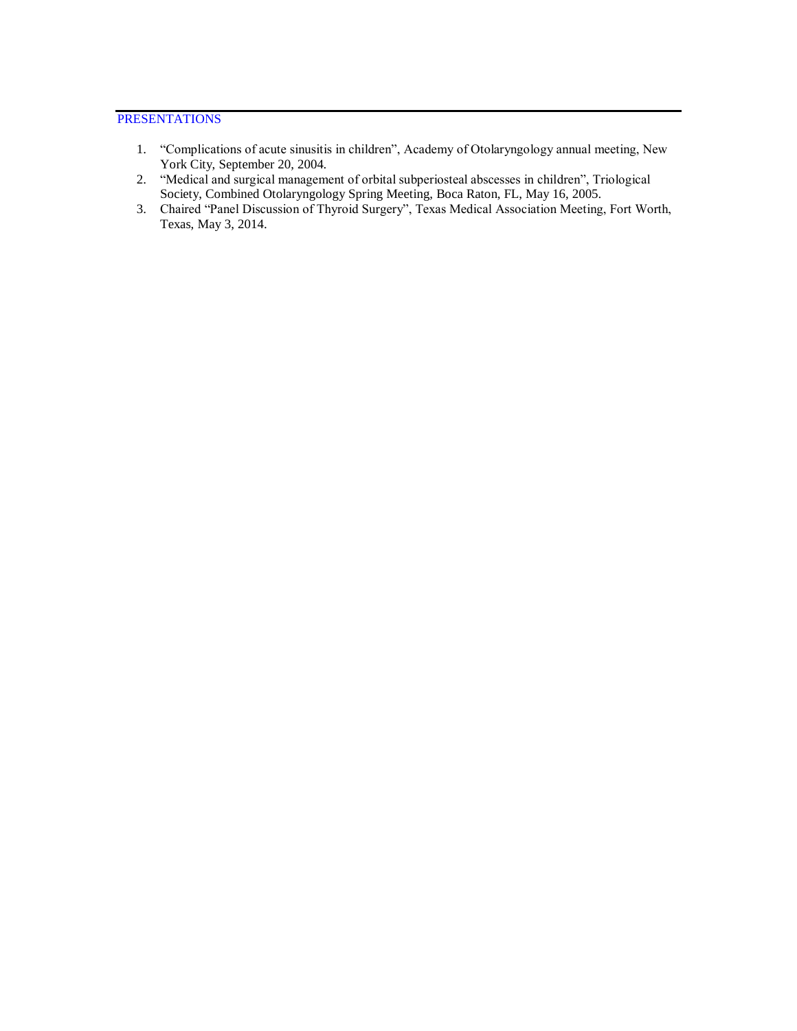## PRESENTATIONS

1. "Complications of acute sinusitis in children", Academy of Otolaryngology annual meeting, New York City, September 20, 2004.
2. "Medical and surgical management of orbital subperiosteal abscesses in children", Triological Society, Combined Otolaryngology Spring Meeting, Boca Raton, FL, May 16, 2005.
3. Chaired "Panel Discussion of Thyroid Surgery", Texas Medical Association Meeting, Fort Worth, Texas, May 3, 2014.